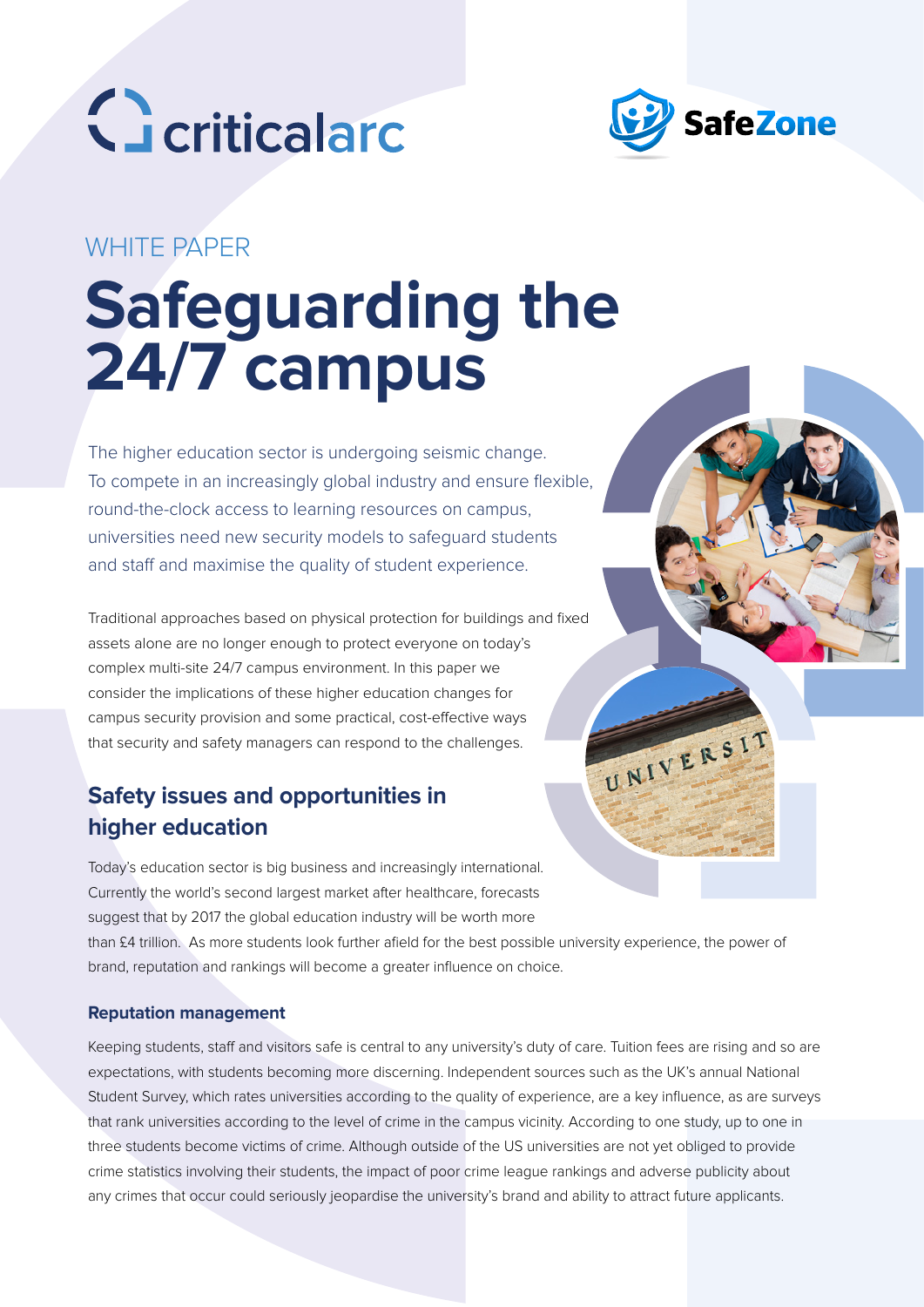criticalarc

SafeZone

WHITE PAPER

# Safeguarding the 24/7 campus

The higher education sector is undergoing seismic change. To compete in an increasingly global industry and ensure flexible, round-the-clock access to learning resources on campus, universities need new security models to safeguard students and staff and maximise the quality of student experience.

Traditional approaches based on physical protection for buildings and fixed assets alone are no longer enough to protect everyone on today's complex multi-site 24/7 campus environment. In this paper we consider the implications of these higher education changes for campus security provision and some practical, cost-effective ways that security and safety managers can respond to the challenges.

## Safety issues and opportunities in higher education

Today's education sector is big business and increasingly international. Currently the world's second largest market after healthcare, forecasts suggest that by 2017 the global education industry will be worth more than £4 trillion. As more students look further afield for the best possible university experience, the power of brand, reputation and rankings will become a greater influence on choice.

### Reputation management

Keeping students, staff and visitors safe is central to any university's duty of care. Tuition fees are rising and so are expectations, with students becoming more discerning. Independent sources such as the UK's annual National Student Survey, which rates universities according to the quality of experience, are a key influence, as are surveys that rank universities according to the level of crime in the campus vicinity. According to one study, up to one in three students become victims of crime. Although outside of the US universities are not yet obliged to provide crime statistics involving their students, the impact of poor crime league rankings and adverse publicity about any crimes that occur could seriously jeopardise the university's brand and ability to attract future applicants.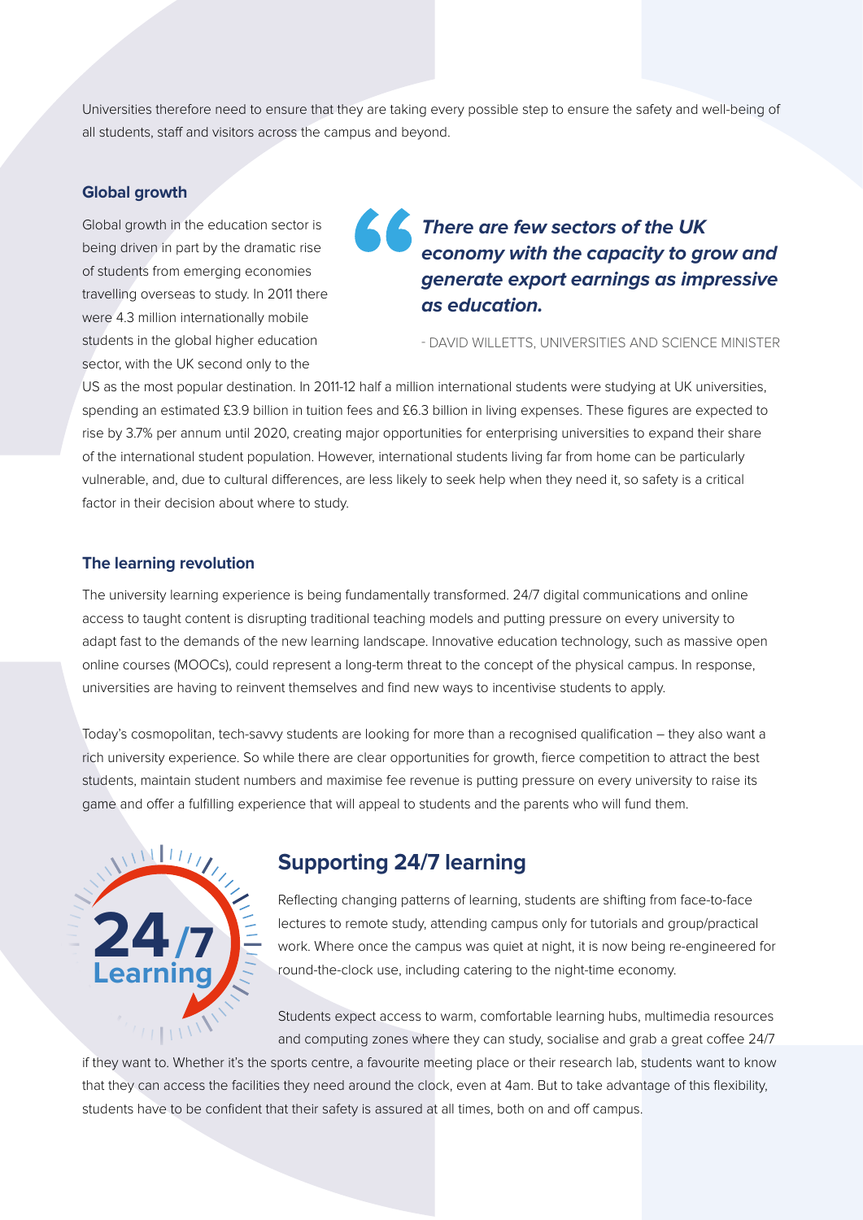Universities therefore need to ensure that they are taking every possible step to ensure the safety and well-being of all students, staff and visitors across the campus and beyond.

### Global growth

> ***There are few sectors of the UK economy with the capacity to grow and generate export earnings as impressive as education.***
>
> \- DAVID WILLETTS, UNIVERSITIES AND SCIENCE MINISTER

Global growth in the education sector is being driven in part by the dramatic rise of students from emerging economies travelling overseas to study. In 2011 there were 4.3 million internationally mobile students in the global higher education sector, with the UK second only to the US as the most popular destination. In 2011-12 half a million international students were studying at UK universities, spending an estimated £3.9 billion in tuition fees and £6.3 billion in living expenses. These figures are expected to rise by 3.7% per annum until 2020, creating major opportunities for enterprising universities to expand their share of the international student population. However, international students living far from home can be particularly vulnerable, and, due to cultural differences, are less likely to seek help when they need it, so safety is a critical factor in their decision about where to study.

### The learning revolution

The university learning experience is being fundamentally transformed. 24/7 digital communications and online access to taught content is disrupting traditional teaching models and putting pressure on every university to adapt fast to the demands of the new learning landscape. Innovative education technology, such as massive open online courses (MOOCs), could represent a long-term threat to the concept of the physical campus. In response, universities are having to reinvent themselves and find new ways to incentivise students to apply.

Today's cosmopolitan, tech-savvy students are looking for more than a recognised qualification – they also want a rich university experience. So while there are clear opportunities for growth, fierce competition to attract the best students, maintain student numbers and maximise fee revenue is putting pressure on every university to raise its game and offer a fulfilling experience that will appeal to students and the parents who will fund them.

24/7 Learning

## Supporting 24/7 learning

Reflecting changing patterns of learning, students are shifting from face-to-face lectures to remote study, attending campus only for tutorials and group/practical work. Where once the campus was quiet at night, it is now being re-engineered for round-the-clock use, including catering to the night-time economy.

Students expect access to warm, comfortable learning hubs, multimedia resources and computing zones where they can study, socialise and grab a great coffee 24/7 if they want to. Whether it's the sports centre, a favourite meeting place or their research lab, students want to know that they can access the facilities they need around the clock, even at 4am. But to take advantage of this flexibility, students have to be confident that their safety is assured at all times, both on and off campus.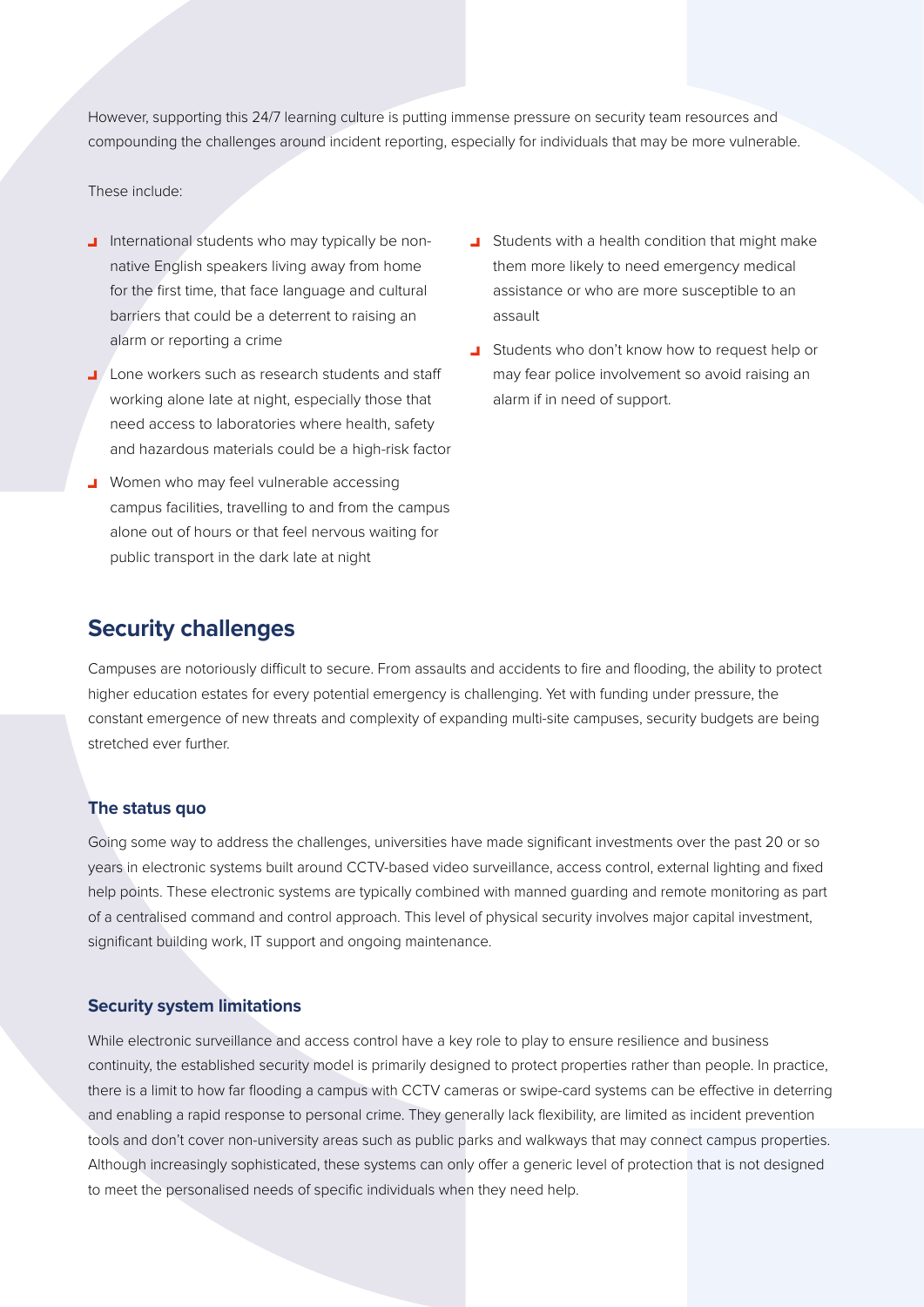However, supporting this 24/7 learning culture is putting immense pressure on security team resources and compounding the challenges around incident reporting, especially for individuals that may be more vulnerable.

These include:

- International students who may typically be non-native English speakers living away from home for the first time, that face language and cultural barriers that could be a deterrent to raising an alarm or reporting a crime
- Lone workers such as research students and staff working alone late at night, especially those that need access to laboratories where health, safety and hazardous materials could be a high-risk factor
- Women who may feel vulnerable accessing campus facilities, travelling to and from the campus alone out of hours or that feel nervous waiting for public transport in the dark late at night
- Students with a health condition that might make them more likely to need emergency medical assistance or who are more susceptible to an assault
- Students who don't know how to request help or may fear police involvement so avoid raising an alarm if in need of support.

## Security challenges

Campuses are notoriously difficult to secure. From assaults and accidents to fire and flooding, the ability to protect higher education estates for every potential emergency is challenging. Yet with funding under pressure, the constant emergence of new threats and complexity of expanding multi-site campuses, security budgets are being stretched ever further.

### The status quo

Going some way to address the challenges, universities have made significant investments over the past 20 or so years in electronic systems built around CCTV-based video surveillance, access control, external lighting and fixed help points. These electronic systems are typically combined with manned guarding and remote monitoring as part of a centralised command and control approach. This level of physical security involves major capital investment, significant building work, IT support and ongoing maintenance.

### Security system limitations

While electronic surveillance and access control have a key role to play to ensure resilience and business continuity, the established security model is primarily designed to protect properties rather than people. In practice, there is a limit to how far flooding a campus with CCTV cameras or swipe-card systems can be effective in deterring and enabling a rapid response to personal crime. They generally lack flexibility, are limited as incident prevention tools and don't cover non-university areas such as public parks and walkways that may connect campus properties. Although increasingly sophisticated, these systems can only offer a generic level of protection that is not designed to meet the personalised needs of specific individuals when they need help.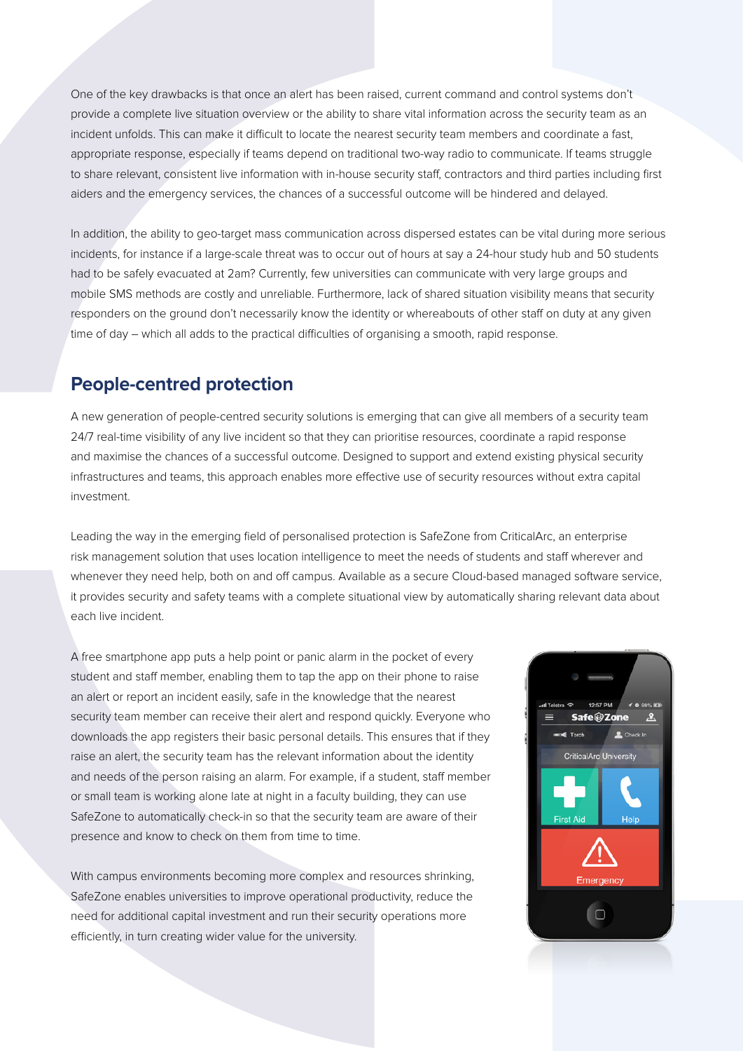One of the key drawbacks is that once an alert has been raised, current command and control systems don't provide a complete live situation overview or the ability to share vital information across the security team as an incident unfolds. This can make it difficult to locate the nearest security team members and coordinate a fast, appropriate response, especially if teams depend on traditional two-way radio to communicate. If teams struggle to share relevant, consistent live information with in-house security staff, contractors and third parties including first aiders and the emergency services, the chances of a successful outcome will be hindered and delayed.

In addition, the ability to geo-target mass communication across dispersed estates can be vital during more serious incidents, for instance if a large-scale threat was to occur out of hours at say a 24-hour study hub and 50 students had to be safely evacuated at 2am? Currently, few universities can communicate with very large groups and mobile SMS methods are costly and unreliable. Furthermore, lack of shared situation visibility means that security responders on the ground don't necessarily know the identity or whereabouts of other staff on duty at any given time of day – which all adds to the practical difficulties of organising a smooth, rapid response.

## People-centred protection

A new generation of people-centred security solutions is emerging that can give all members of a security team 24/7 real-time visibility of any live incident so that they can prioritise resources, coordinate a rapid response and maximise the chances of a successful outcome. Designed to support and extend existing physical security infrastructures and teams, this approach enables more effective use of security resources without extra capital investment.

Leading the way in the emerging field of personalised protection is SafeZone from CriticalArc, an enterprise risk management solution that uses location intelligence to meet the needs of students and staff wherever and whenever they need help, both on and off campus. Available as a secure Cloud-based managed software service, it provides security and safety teams with a complete situational view by automatically sharing relevant data about each live incident.

A free smartphone app puts a help point or panic alarm in the pocket of every student and staff member, enabling them to tap the app on their phone to raise an alert or report an incident easily, safe in the knowledge that the nearest security team member can receive their alert and respond quickly. Everyone who downloads the app registers their basic personal details. This ensures that if they raise an alert, the security team has the relevant information about the identity and needs of the person raising an alarm. For example, if a student, staff member or small team is working alone late at night in a faculty building, they can use SafeZone to automatically check-in so that the security team are aware of their presence and know to check on them from time to time.

With campus environments becoming more complex and resources shrinking, SafeZone enables universities to improve operational productivity, reduce the need for additional capital investment and run their security operations more efficiently, in turn creating wider value for the university.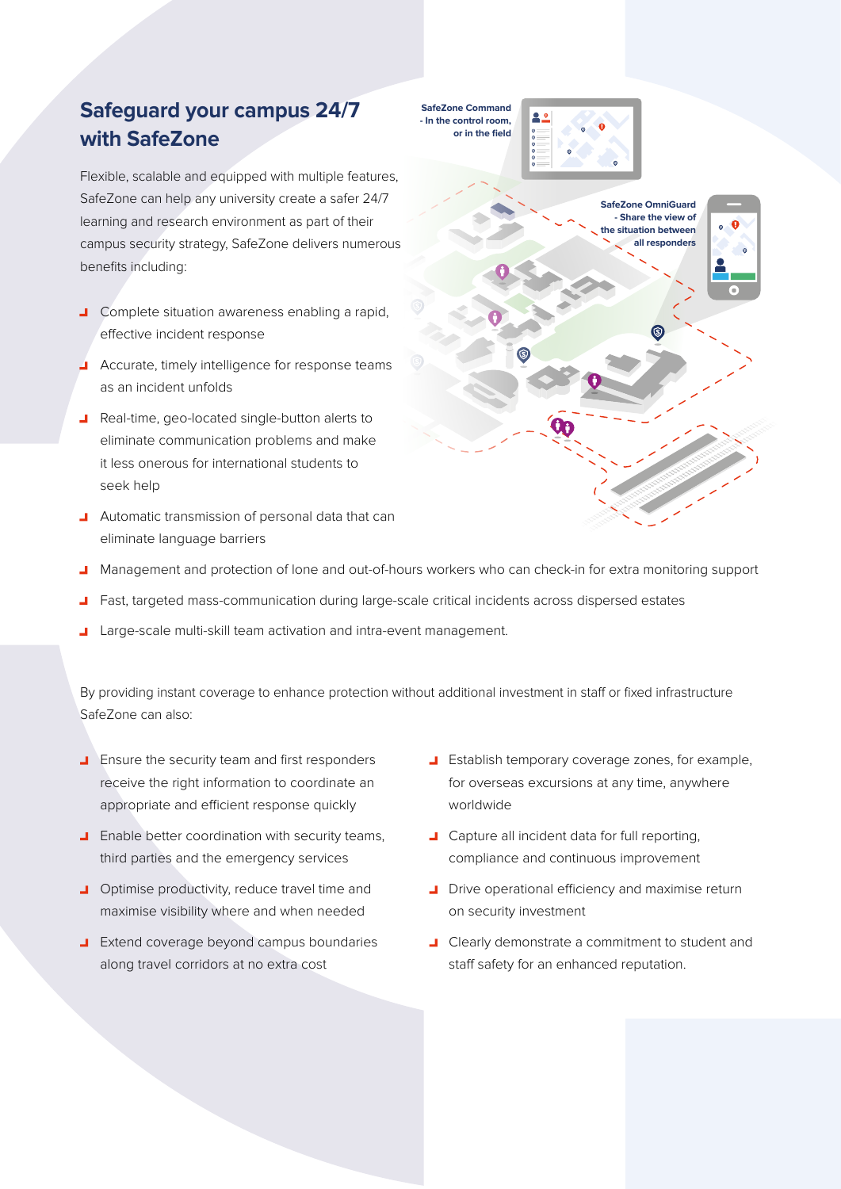## Safeguard your campus 24/7 with SafeZone

Flexible, scalable and equipped with multiple features, SafeZone can help any university create a safer 24/7 learning and research environment as part of their campus security strategy, SafeZone delivers numerous benefits including:

- Complete situation awareness enabling a rapid, effective incident response
- Accurate, timely intelligence for response teams as an incident unfolds
- Real-time, geo-located single-button alerts to eliminate communication problems and make it less onerous for international students to seek help
- Automatic transmission of personal data that can eliminate language barriers
- Management and protection of lone and out-of-hours workers who can check-in for extra monitoring support
- Fast, targeted mass-communication during large-scale critical incidents across dispersed estates
- Large-scale multi-skill team activation and intra-event management.

SafeZone Command - In the control room, or in the field

SafeZone OmniGuard - Share the view of the situation between all responders

By providing instant coverage to enhance protection without additional investment in staff or fixed infrastructure SafeZone can also:

- Ensure the security team and first responders receive the right information to coordinate an appropriate and efficient response quickly
- Enable better coordination with security teams, third parties and the emergency services
- Optimise productivity, reduce travel time and maximise visibility where and when needed
- Extend coverage beyond campus boundaries along travel corridors at no extra cost
- Establish temporary coverage zones, for example, for overseas excursions at any time, anywhere worldwide
- Capture all incident data for full reporting, compliance and continuous improvement
- Drive operational efficiency and maximise return on security investment
- Clearly demonstrate a commitment to student and staff safety for an enhanced reputation.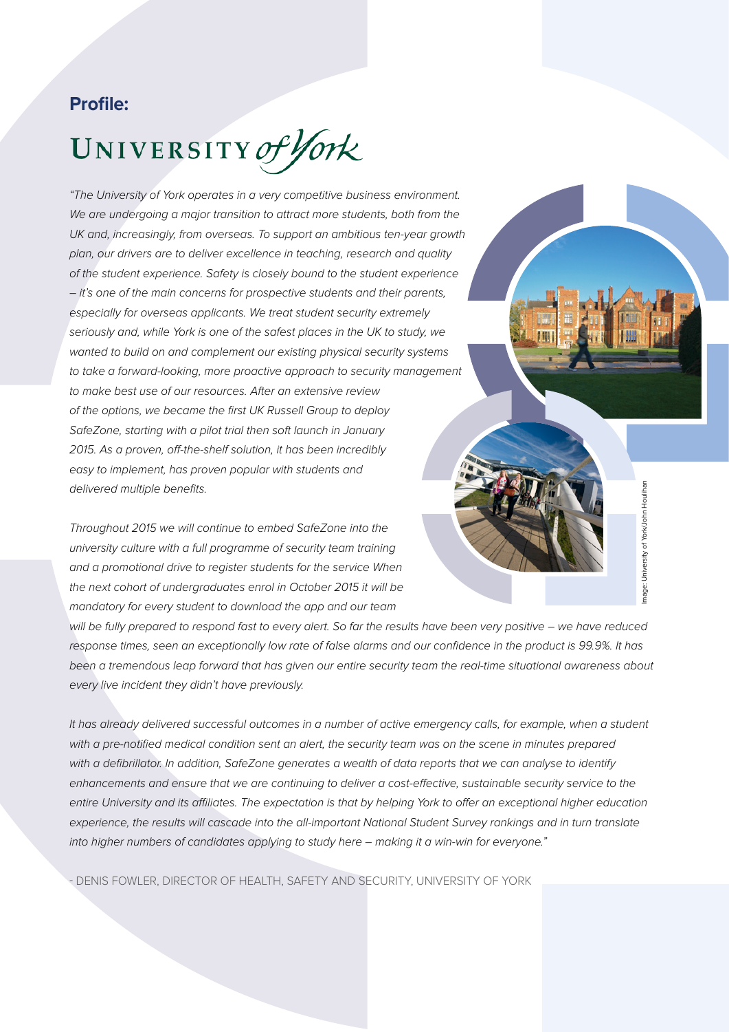## Profile:

# UNIVERSITY of York

*"The University of York operates in a very competitive business environment. We are undergoing a major transition to attract more students, both from the UK and, increasingly, from overseas. To support an ambitious ten-year growth plan, our drivers are to deliver excellence in teaching, research and quality of the student experience. Safety is closely bound to the student experience – it's one of the main concerns for prospective students and their parents, especially for overseas applicants. We treat student security extremely seriously and, while York is one of the safest places in the UK to study, we wanted to build on and complement our existing physical security systems to take a forward-looking, more proactive approach to security management to make best use of our resources. After an extensive review of the options, we became the first UK Russell Group to deploy SafeZone, starting with a pilot trial then soft launch in January 2015. As a proven, off-the-shelf solution, it has been incredibly easy to implement, has proven popular with students and delivered multiple benefits.*

*Throughout 2015 we will continue to embed SafeZone into the university culture with a full programme of security team training and a promotional drive to register students for the service When the next cohort of undergraduates enrol in October 2015 it will be mandatory for every student to download the app and our team will be fully prepared to respond fast to every alert. So far the results have been very positive – we have reduced response times, seen an exceptionally low rate of false alarms and our confidence in the product is 99.9%. It has been a tremendous leap forward that has given our entire security team the real-time situational awareness about every live incident they didn't have previously.*

*It has already delivered successful outcomes in a number of active emergency calls, for example, when a student with a pre-notified medical condition sent an alert, the security team was on the scene in minutes prepared with a defibrillator. In addition, SafeZone generates a wealth of data reports that we can analyse to identify enhancements and ensure that we are continuing to deliver a cost-effective, sustainable security service to the entire University and its affiliates. The expectation is that by helping York to offer an exceptional higher education experience, the results will cascade into the all-important National Student Survey rankings and in turn translate into higher numbers of candidates applying to study here – making it a win-win for everyone."*

- DENIS FOWLER, DIRECTOR OF HEALTH, SAFETY AND SECURITY, UNIVERSITY OF YORK

Image: University of York/John Houlihan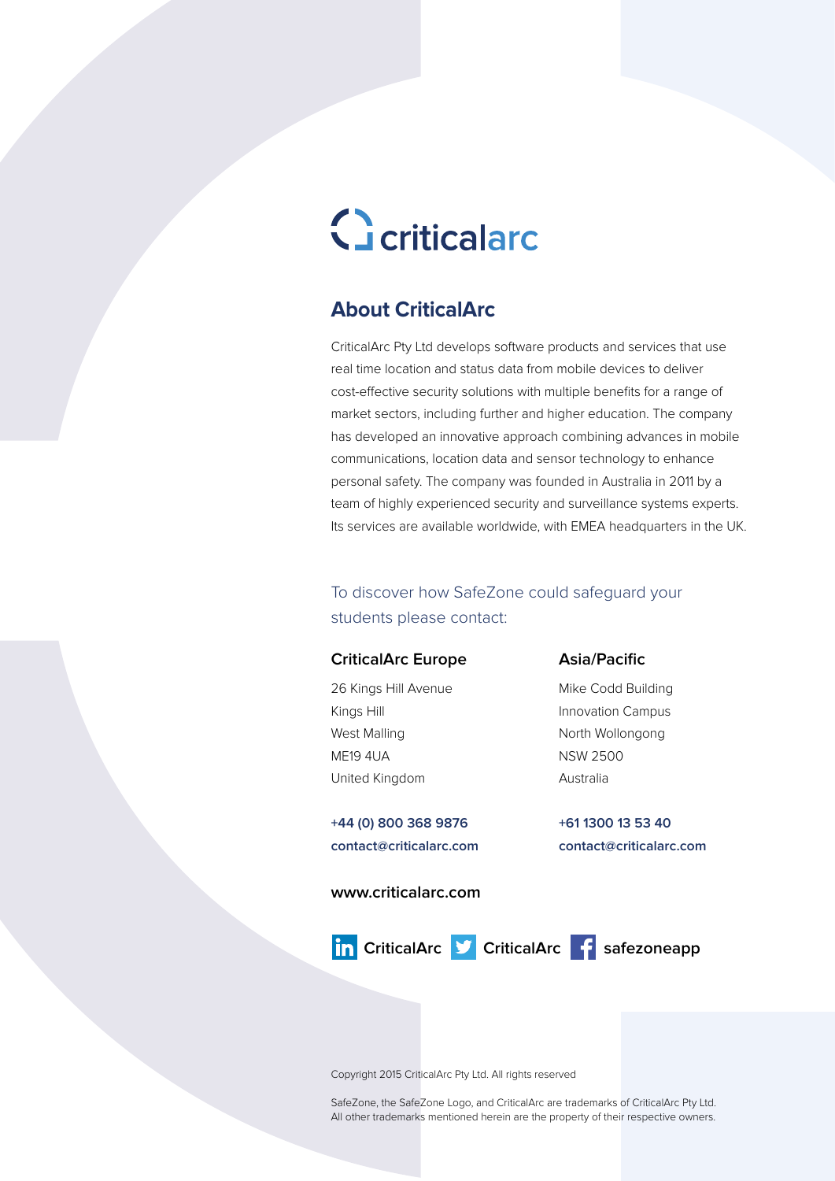criticalarc

## About CriticalArc

CriticalArc Pty Ltd develops software products and services that use real time location and status data from mobile devices to deliver cost-effective security solutions with multiple benefits for a range of market sectors, including further and higher education. The company has developed an innovative approach combining advances in mobile communications, location data and sensor technology to enhance personal safety. The company was founded in Australia in 2011 by a team of highly experienced security and surveillance systems experts. Its services are available worldwide, with EMEA headquarters in the UK.

To discover how SafeZone could safeguard your students please contact:

**CriticalArc Europe**

26 Kings Hill Avenue
Kings Hill
West Malling
ME19 4UA
United Kingdom

**+44 (0) 800 368 9876**
**contact@criticalarc.com**

**Asia/Pacific**

Mike Codd Building
Innovation Campus
North Wollongong
NSW 2500
Australia

**+61 1300 13 53 40**
**contact@criticalarc.com**

**www.criticalarc.com**

**CriticalArc** **CriticalArc** **safezoneapp**

Copyright 2015 CriticalArc Pty Ltd. All rights reserved

SafeZone, the SafeZone Logo, and CriticalArc are trademarks of CriticalArc Pty Ltd.
All other trademarks mentioned herein are the property of their respective owners.